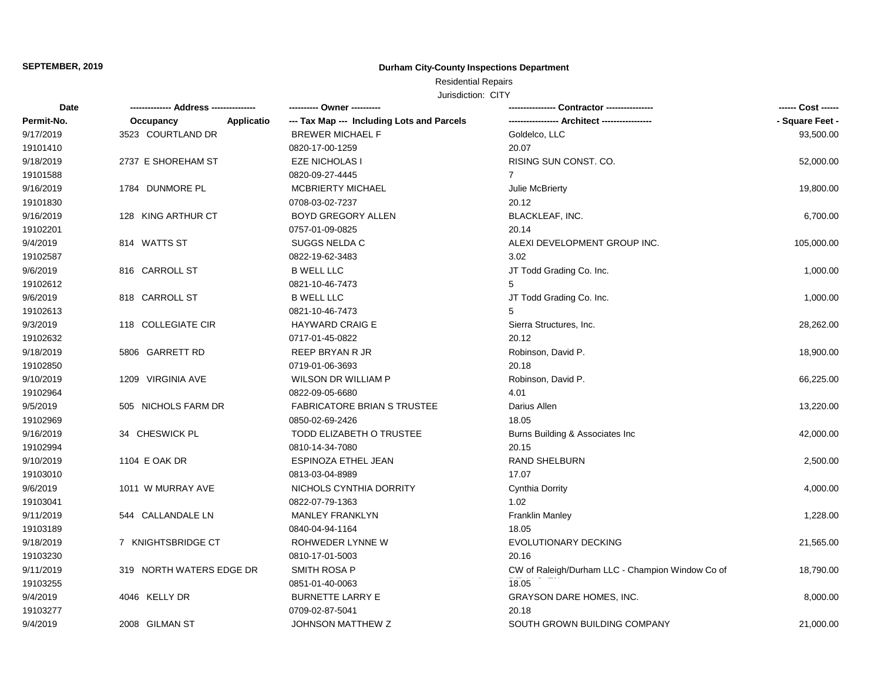**SEPTEMBER, 2019**

## Durham City-County Inspections Department

Residential Repairs

Jurisdiction: CITY

| Date / Permit-No. | Address / Occupancy / Applicatio | Owner / Tax Map --- Including Lots and Parcels | Contractor / Architect | Cost / Square Feet |
|---|---|---|---|---|
| 9/17/2019 | 3523 COURTLAND DR | BREWER MICHAEL F | Goldelco, LLC | 93,500.00 |
| 19101410 | | 0820-17-00-1259 | 20.07 | |
| 9/18/2019 | 2737 E SHOREHAM ST | EZE NICHOLAS I | RISING SUN CONST. CO. | 52,000.00 |
| 19101588 | | 0820-09-27-4445 | 7 | |
| 9/16/2019 | 1784 DUNMORE PL | MCBRIERTY MICHAEL | Julie McBrierty | 19,800.00 |
| 19101830 | | 0708-03-02-7237 | 20.12 | |
| 9/16/2019 | 128 KING ARTHUR CT | BOYD GREGORY ALLEN | BLACKLEAF, INC. | 6,700.00 |
| 19102201 | | 0757-01-09-0825 | 20.14 | |
| 9/4/2019 | 814 WATTS ST | SUGGS NELDA C | ALEXI DEVELOPMENT GROUP INC. | 105,000.00 |
| 19102587 | | 0822-19-62-3483 | 3.02 | |
| 9/6/2019 | 816 CARROLL ST | B WELL LLC | JT Todd Grading Co. Inc. | 1,000.00 |
| 19102612 | | 0821-10-46-7473 | 5 | |
| 9/6/2019 | 818 CARROLL ST | B WELL LLC | JT Todd Grading Co. Inc. | 1,000.00 |
| 19102613 | | 0821-10-46-7473 | 5 | |
| 9/3/2019 | 118 COLLEGIATE CIR | HAYWARD CRAIG E | Sierra Structures, Inc. | 28,262.00 |
| 19102632 | | 0717-01-45-0822 | 20.12 | |
| 9/18/2019 | 5806 GARRETT RD | REEP BRYAN R JR | Robinson, David P. | 18,900.00 |
| 19102850 | | 0719-01-06-3693 | 20.18 | |
| 9/10/2019 | 1209 VIRGINIA AVE | WILSON DR WILLIAM P | Robinson, David P. | 66,225.00 |
| 19102964 | | 0822-09-05-6680 | 4.01 | |
| 9/5/2019 | 505 NICHOLS FARM DR | FABRICATORE BRIAN S TRUSTEE | Darius Allen | 13,220.00 |
| 19102969 | | 0850-02-69-2426 | 18.05 | |
| 9/16/2019 | 34 CHESWICK PL | TODD ELIZABETH O TRUSTEE | Burns Building & Associates Inc | 42,000.00 |
| 19102994 | | 0810-14-34-7080 | 20.15 | |
| 9/10/2019 | 1104 E OAK DR | ESPINOZA ETHEL JEAN | RAND SHELBURN | 2,500.00 |
| 19103010 | | 0813-03-04-8989 | 17.07 | |
| 9/6/2019 | 1011 W MURRAY AVE | NICHOLS CYNTHIA DORRITY | Cynthia Dorrity | 4,000.00 |
| 19103041 | | 0822-07-79-1363 | 1.02 | |
| 9/11/2019 | 544 CALLANDALE LN | MANLEY FRANKLYN | Franklin Manley | 1,228.00 |
| 19103189 | | 0840-04-94-1164 | 18.05 | |
| 9/18/2019 | 7 KNIGHTSBRIDGE CT | ROHWEDER LYNNE W | EVOLUTIONARY DECKING | 21,565.00 |
| 19103230 | | 0810-17-01-5003 | 20.16 | |
| 9/11/2019 | 319 NORTH WATERS EDGE DR | SMITH ROSA P | CW of Raleigh/Durham LLC - Champion Window Co of | 18,790.00 |
| 19103255 | | 0851-01-40-0063 | 18.05 | |
| 9/4/2019 | 4046 KELLY DR | BURNETTE LARRY E | GRAYSON DARE HOMES, INC. | 8,000.00 |
| 19103277 | | 0709-02-87-5041 | 20.18 | |
| 9/4/2019 | 2008 GILMAN ST | JOHNSON MATTHEW Z | SOUTH GROWN BUILDING COMPANY | 21,000.00 |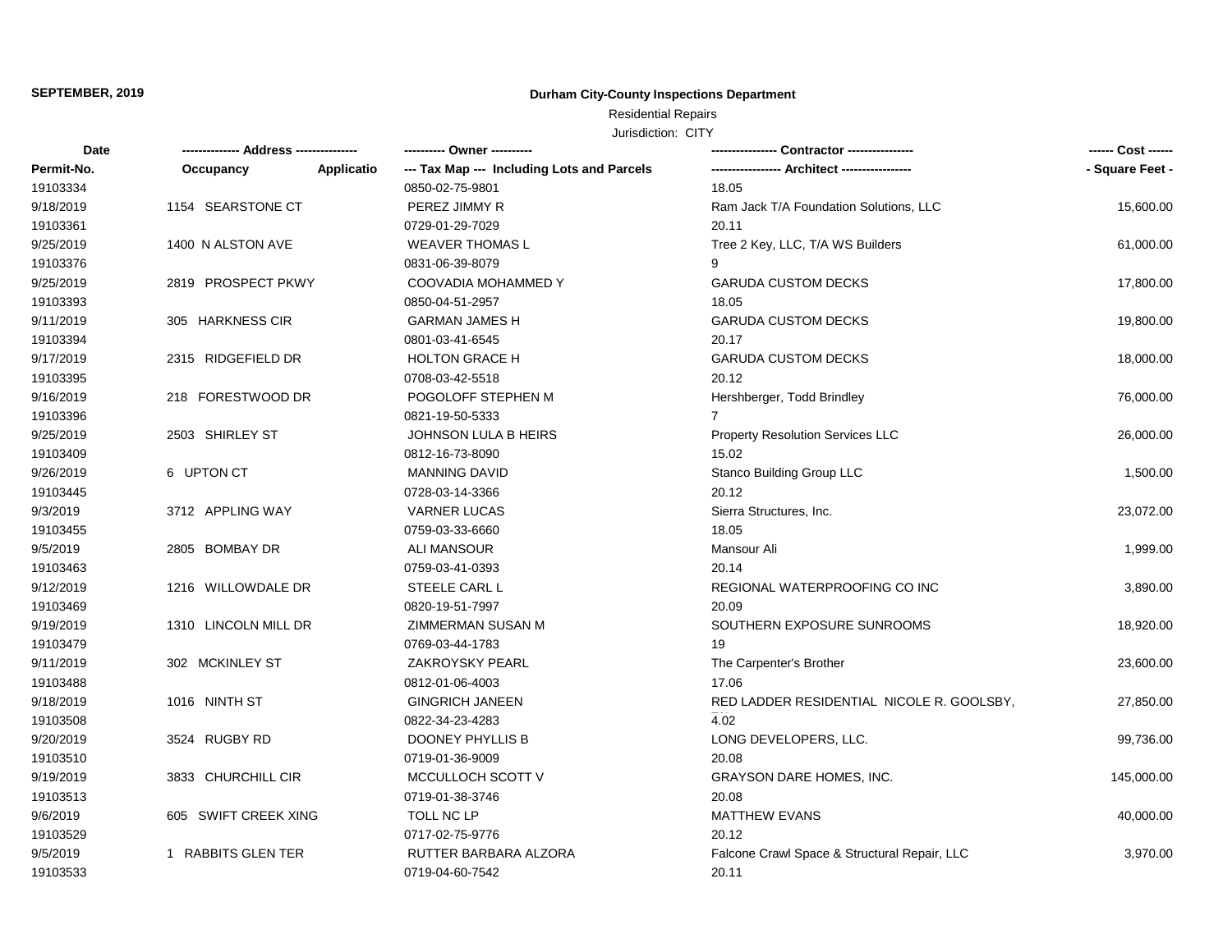**SEPTEMBER, 2019**

**Durham City-County Inspections Department**

Residential Repairs

Jurisdiction: CITY

| Date | ------------- Address -------------- | | ---------- Owner ---------- | ---------------- Contractor ---------------- | ------ Cost ------ |
|---|---|---|---|---|---|
| **Permit-No.** | **Occupancy** | **Applicatio** | **--- Tax Map --- Including Lots and Parcels** | **----------------- Architect -----------------** | **- Square Feet -** |
| 19103334 | | | 0850-02-75-9801 | 18.05 | |
| 9/18/2019 | 1154 SEARSTONE CT | | PEREZ JIMMY R | Ram Jack T/A Foundation Solutions, LLC | 15,600.00 |
| 19103361 | | | 0729-01-29-7029 | 20.11 | |
| 9/25/2019 | 1400 N ALSTON AVE | | WEAVER THOMAS L | Tree 2 Key, LLC, T/A WS Builders | 61,000.00 |
| 19103376 | | | 0831-06-39-8079 | 9 | |
| 9/25/2019 | 2819 PROSPECT PKWY | | COOVADIA MOHAMMED Y | GARUDA CUSTOM DECKS | 17,800.00 |
| 19103393 | | | 0850-04-51-2957 | 18.05 | |
| 9/11/2019 | 305 HARKNESS CIR | | GARMAN JAMES H | GARUDA CUSTOM DECKS | 19,800.00 |
| 19103394 | | | 0801-03-41-6545 | 20.17 | |
| 9/17/2019 | 2315 RIDGEFIELD DR | | HOLTON GRACE H | GARUDA CUSTOM DECKS | 18,000.00 |
| 19103395 | | | 0708-03-42-5518 | 20.12 | |
| 9/16/2019 | 218 FORESTWOOD DR | | POGOLOFF STEPHEN M | Hershberger, Todd Brindley | 76,000.00 |
| 19103396 | | | 0821-19-50-5333 | 7 | |
| 9/25/2019 | 2503 SHIRLEY ST | | JOHNSON LULA B HEIRS | Property Resolution Services LLC | 26,000.00 |
| 19103409 | | | 0812-16-73-8090 | 15.02 | |
| 9/26/2019 | 6 UPTON CT | | MANNING DAVID | Stanco Building Group LLC | 1,500.00 |
| 19103445 | | | 0728-03-14-3366 | 20.12 | |
| 9/3/2019 | 3712 APPLING WAY | | VARNER LUCAS | Sierra Structures, Inc. | 23,072.00 |
| 19103455 | | | 0759-03-33-6660 | 18.05 | |
| 9/5/2019 | 2805 BOMBAY DR | | ALI MANSOUR | Mansour Ali | 1,999.00 |
| 19103463 | | | 0759-03-41-0393 | 20.14 | |
| 9/12/2019 | 1216 WILLOWDALE DR | | STEELE CARL L | REGIONAL WATERPROOFING CO INC | 3,890.00 |
| 19103469 | | | 0820-19-51-7997 | 20.09 | |
| 9/19/2019 | 1310 LINCOLN MILL DR | | ZIMMERMAN SUSAN M | SOUTHERN EXPOSURE SUNROOMS | 18,920.00 |
| 19103479 | | | 0769-03-44-1783 | 19 | |
| 9/11/2019 | 302 MCKINLEY ST | | ZAKROYSKY PEARL | The Carpenter's Brother | 23,600.00 |
| 19103488 | | | 0812-01-06-4003 | 17.06 | |
| 9/18/2019 | 1016 NINTH ST | | GINGRICH JANEEN | RED LADDER RESIDENTIAL NICOLE R. GOOLSBY, | 27,850.00 |
| 19103508 | | | 0822-34-23-4283 | 4.02 | |
| 9/20/2019 | 3524 RUGBY RD | | DOONEY PHYLLIS B | LONG DEVELOPERS, LLC. | 99,736.00 |
| 19103510 | | | 0719-01-36-9009 | 20.08 | |
| 9/19/2019 | 3833 CHURCHILL CIR | | MCCULLOCH SCOTT V | GRAYSON DARE HOMES, INC. | 145,000.00 |
| 19103513 | | | 0719-01-38-3746 | 20.08 | |
| 9/6/2019 | 605 SWIFT CREEK XING | | TOLL NC LP | MATTHEW EVANS | 40,000.00 |
| 19103529 | | | 0717-02-75-9776 | 20.12 | |
| 9/5/2019 | 1 RABBITS GLEN TER | | RUTTER BARBARA ALZORA | Falcone Crawl Space & Structural Repair, LLC | 3,970.00 |
| 19103533 | | | 0719-04-60-7542 | 20.11 | |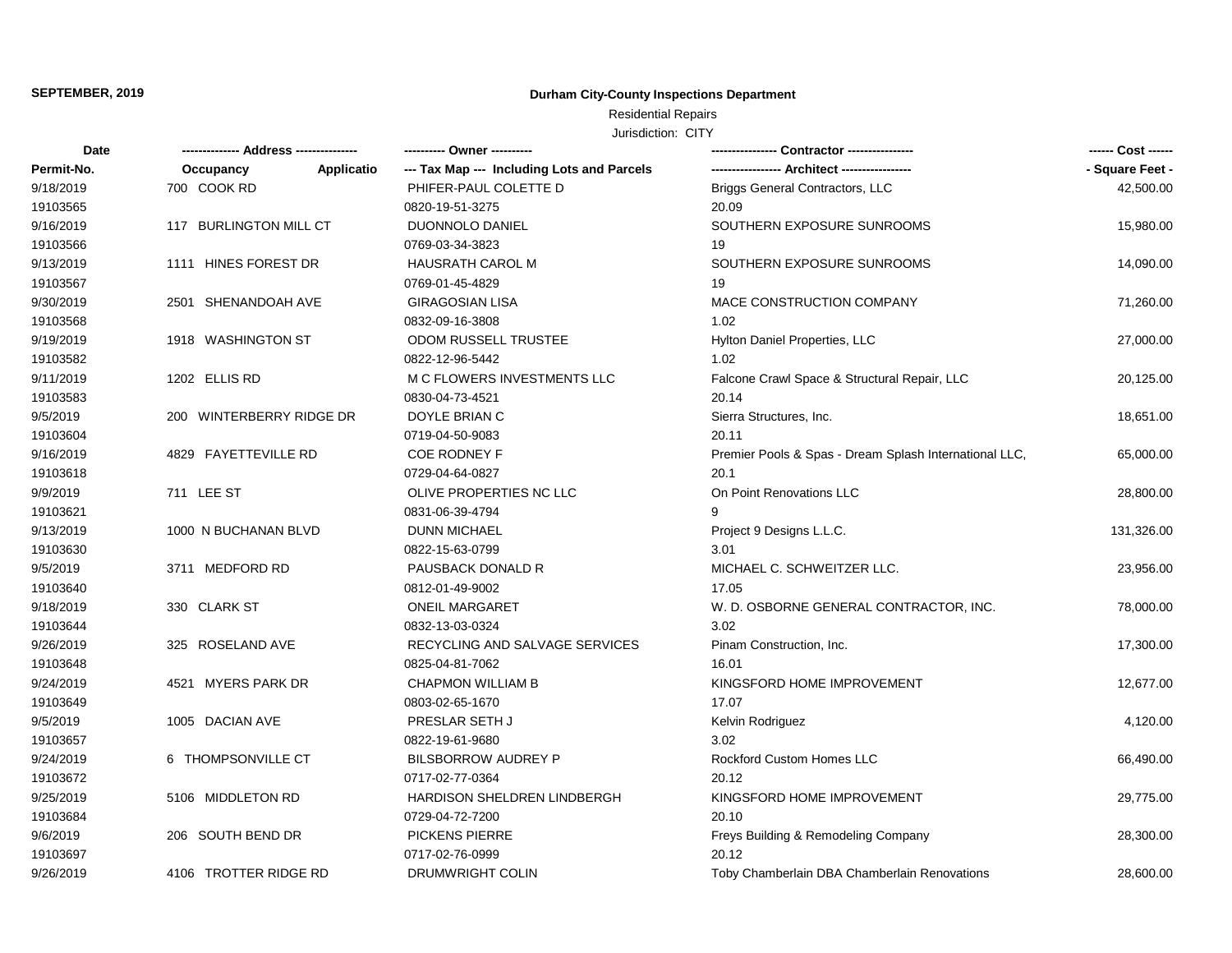**SEPTEMBER, 2019**

## Durham City-County Inspections Department

Residential Repairs

Jurisdiction: CITY

| Date / Permit-No. | Address / Occupancy / Applicatio | Owner / Tax Map --- Including Lots and Parcels | Contractor / Architect | Cost / Square Feet |
|---|---|---|---|---|
| 9/18/2019 | 700 COOK RD | PHIFER-PAUL COLETTE D | Briggs General Contractors, LLC | 42,500.00 |
| 19103565 | | 0820-19-51-3275 | 20.09 | |
| 9/16/2019 | 117 BURLINGTON MILL CT | DUONNOLO DANIEL | SOUTHERN EXPOSURE SUNROOMS | 15,980.00 |
| 19103566 | | 0769-03-34-3823 | 19 | |
| 9/13/2019 | 1111 HINES FOREST DR | HAUSRATH CAROL M | SOUTHERN EXPOSURE SUNROOMS | 14,090.00 |
| 19103567 | | 0769-01-45-4829 | 19 | |
| 9/30/2019 | 2501 SHENANDOAH AVE | GIRAGOSIAN LISA | MACE CONSTRUCTION COMPANY | 71,260.00 |
| 19103568 | | 0832-09-16-3808 | 1.02 | |
| 9/19/2019 | 1918 WASHINGTON ST | ODOM RUSSELL TRUSTEE | Hylton Daniel Properties, LLC | 27,000.00 |
| 19103582 | | 0822-12-96-5442 | 1.02 | |
| 9/11/2019 | 1202 ELLIS RD | M C FLOWERS INVESTMENTS LLC | Falcone Crawl Space & Structural Repair, LLC | 20,125.00 |
| 19103583 | | 0830-04-73-4521 | 20.14 | |
| 9/5/2019 | 200 WINTERBERRY RIDGE DR | DOYLE BRIAN C | Sierra Structures, Inc. | 18,651.00 |
| 19103604 | | 0719-04-50-9083 | 20.11 | |
| 9/16/2019 | 4829 FAYETTEVILLE RD | COE RODNEY F | Premier Pools & Spas - Dream Splash International LLC, | 65,000.00 |
| 19103618 | | 0729-04-64-0827 | 20.1 | |
| 9/9/2019 | 711 LEE ST | OLIVE PROPERTIES NC LLC | On Point Renovations LLC | 28,800.00 |
| 19103621 | | 0831-06-39-4794 | 9 | |
| 9/13/2019 | 1000 N BUCHANAN BLVD | DUNN MICHAEL | Project 9 Designs L.L.C. | 131,326.00 |
| 19103630 | | 0822-15-63-0799 | 3.01 | |
| 9/5/2019 | 3711 MEDFORD RD | PAUSBACK DONALD R | MICHAEL C. SCHWEITZER LLC. | 23,956.00 |
| 19103640 | | 0812-01-49-9002 | 17.05 | |
| 9/18/2019 | 330 CLARK ST | ONEIL MARGARET | W. D. OSBORNE GENERAL CONTRACTOR, INC. | 78,000.00 |
| 19103644 | | 0832-13-03-0324 | 3.02 | |
| 9/26/2019 | 325 ROSELAND AVE | RECYCLING AND SALVAGE SERVICES | Pinam Construction, Inc. | 17,300.00 |
| 19103648 | | 0825-04-81-7062 | 16.01 | |
| 9/24/2019 | 4521 MYERS PARK DR | CHAPMON WILLIAM B | KINGSFORD HOME IMPROVEMENT | 12,677.00 |
| 19103649 | | 0803-02-65-1670 | 17.07 | |
| 9/5/2019 | 1005 DACIAN AVE | PRESLAR SETH J | Kelvin Rodriguez | 4,120.00 |
| 19103657 | | 0822-19-61-9680 | 3.02 | |
| 9/24/2019 | 6 THOMPSONVILLE CT | BILSBORROW AUDREY P | Rockford Custom Homes LLC | 66,490.00 |
| 19103672 | | 0717-02-77-0364 | 20.12 | |
| 9/25/2019 | 5106 MIDDLETON RD | HARDISON SHELDREN LINDBERGH | KINGSFORD HOME IMPROVEMENT | 29,775.00 |
| 19103684 | | 0729-04-72-7200 | 20.10 | |
| 9/6/2019 | 206 SOUTH BEND DR | PICKENS PIERRE | Freys Building & Remodeling Company | 28,300.00 |
| 19103697 | | 0717-02-76-0999 | 20.12 | |
| 9/26/2019 | 4106 TROTTER RIDGE RD | DRUMWRIGHT COLIN | Toby Chamberlain DBA Chamberlain Renovations | 28,600.00 |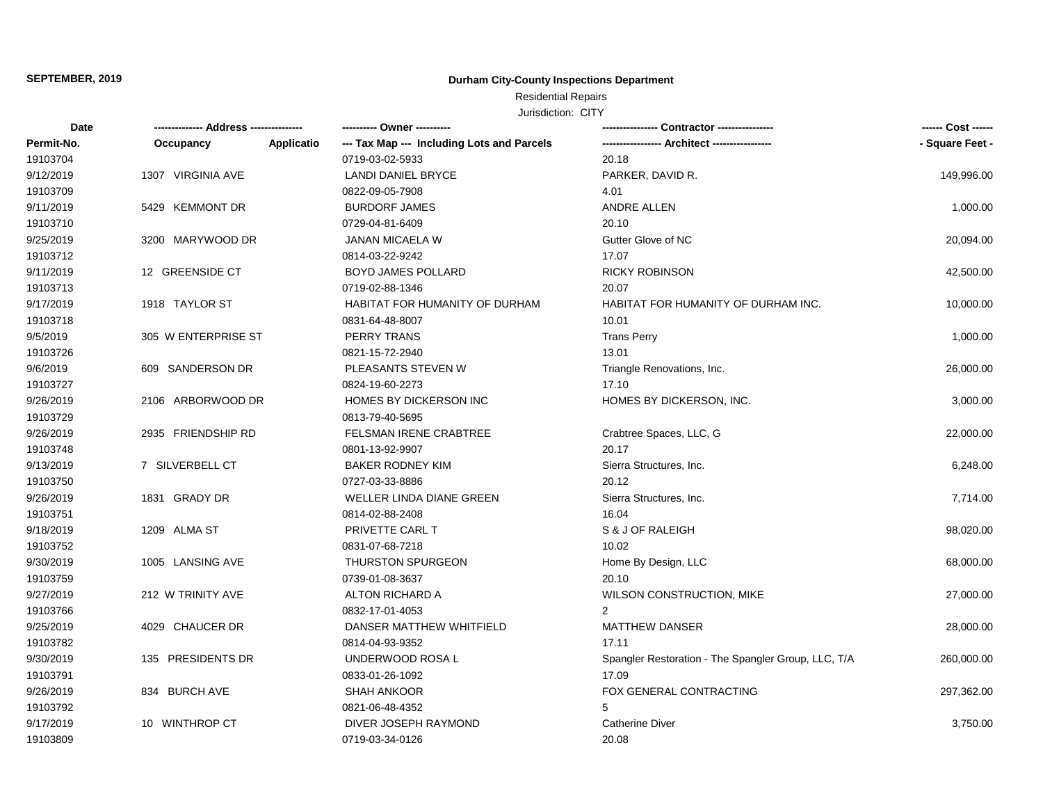**SEPTEMBER, 2019**

# Durham City-County Inspections Department

Residential Repairs

Jurisdiction: CITY

| Date | ------------- Address -------------- | | ---------- Owner ---------- | ---------------- Contractor ---------------- | ------ Cost ------ |
|---|---|---|---|---|---|
| Permit-No. | Occupancy | Applicatio | --- Tax Map --- Including Lots and Parcels | ----------------- Architect ----------------- | - Square Feet - |
| 19103704 | | | 0719-03-02-5933 | 20.18 | |
| 9/12/2019 | 1307 VIRGINIA AVE | | LANDI DANIEL BRYCE | PARKER, DAVID R. | 149,996.00 |
| 19103709 | | | 0822-09-05-7908 | 4.01 | |
| 9/11/2019 | 5429 KEMMONT DR | | BURDORF JAMES | ANDRE ALLEN | 1,000.00 |
| 19103710 | | | 0729-04-81-6409 | 20.10 | |
| 9/25/2019 | 3200 MARYWOOD DR | | JANAN MICAELA W | Gutter Glove of NC | 20,094.00 |
| 19103712 | | | 0814-03-22-9242 | 17.07 | |
| 9/11/2019 | 12 GREENSIDE CT | | BOYD JAMES POLLARD | RICKY ROBINSON | 42,500.00 |
| 19103713 | | | 0719-02-88-1346 | 20.07 | |
| 9/17/2019 | 1918 TAYLOR ST | | HABITAT FOR HUMANITY OF DURHAM | HABITAT FOR HUMANITY OF DURHAM INC. | 10,000.00 |
| 19103718 | | | 0831-64-48-8007 | 10.01 | |
| 9/5/2019 | 305 W ENTERPRISE ST | | PERRY TRANS | Trans Perry | 1,000.00 |
| 19103726 | | | 0821-15-72-2940 | 13.01 | |
| 9/6/2019 | 609 SANDERSON DR | | PLEASANTS STEVEN W | Triangle Renovations, Inc. | 26,000.00 |
| 19103727 | | | 0824-19-60-2273 | 17.10 | |
| 9/26/2019 | 2106 ARBORWOOD DR | | HOMES BY DICKERSON INC | HOMES BY DICKERSON, INC. | 3,000.00 |
| 19103729 | | | 0813-79-40-5695 | | |
| 9/26/2019 | 2935 FRIENDSHIP RD | | FELSMAN IRENE CRABTREE | Crabtree Spaces, LLC, G | 22,000.00 |
| 19103748 | | | 0801-13-92-9907 | 20.17 | |
| 9/13/2019 | 7 SILVERBELL CT | | BAKER RODNEY KIM | Sierra Structures, Inc. | 6,248.00 |
| 19103750 | | | 0727-03-33-8886 | 20.12 | |
| 9/26/2019 | 1831 GRADY DR | | WELLER LINDA DIANE GREEN | Sierra Structures, Inc. | 7,714.00 |
| 19103751 | | | 0814-02-88-2408 | 16.04 | |
| 9/18/2019 | 1209 ALMA ST | | PRIVETTE CARL T | S & J OF RALEIGH | 98,020.00 |
| 19103752 | | | 0831-07-68-7218 | 10.02 | |
| 9/30/2019 | 1005 LANSING AVE | | THURSTON SPURGEON | Home By Design, LLC | 68,000.00 |
| 19103759 | | | 0739-01-08-3637 | 20.10 | |
| 9/27/2019 | 212 W TRINITY AVE | | ALTON RICHARD A | WILSON CONSTRUCTION, MIKE | 27,000.00 |
| 19103766 | | | 0832-17-01-4053 | 2 | |
| 9/25/2019 | 4029 CHAUCER DR | | DANSER MATTHEW WHITFIELD | MATTHEW DANSER | 28,000.00 |
| 19103782 | | | 0814-04-93-9352 | 17.11 | |
| 9/30/2019 | 135 PRESIDENTS DR | | UNDERWOOD ROSA L | Spangler Restoration - The Spangler Group, LLC, T/A | 260,000.00 |
| 19103791 | | | 0833-01-26-1092 | 17.09 | |
| 9/26/2019 | 834 BURCH AVE | | SHAH ANKOOR | FOX GENERAL CONTRACTING | 297,362.00 |
| 19103792 | | | 0821-06-48-4352 | 5 | |
| 9/17/2019 | 10 WINTHROP CT | | DIVER JOSEPH RAYMOND | Catherine Diver | 3,750.00 |
| 19103809 | | | 0719-03-34-0126 | 20.08 | |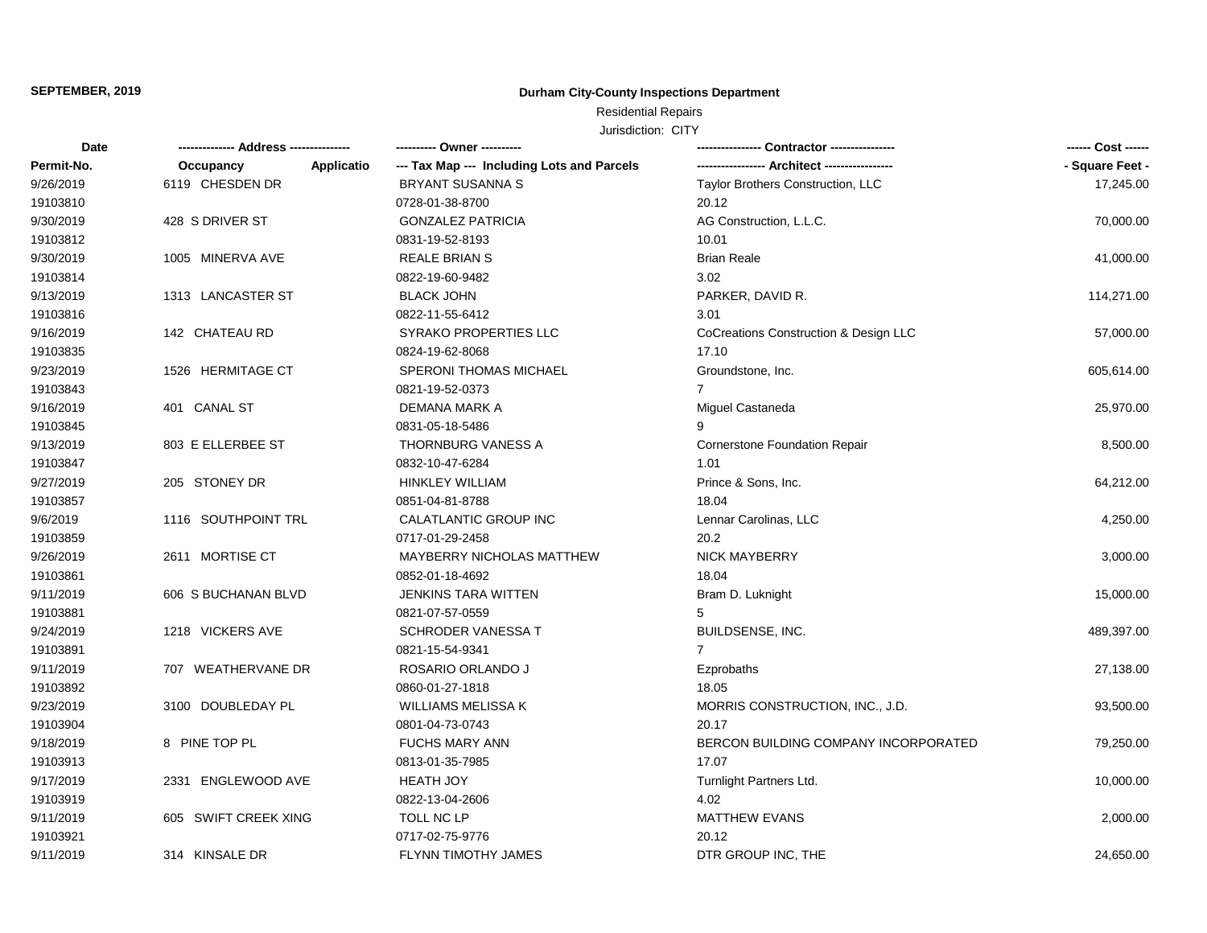**SEPTEMBER, 2019**

**Durham City-County Inspections Department**

Residential Repairs

Jurisdiction: CITY

| Date<br>Permit-No. | ------------- Address ---------------<br>Occupancy Applicatio | ---------- Owner ----------<br>--- Tax Map --- Including Lots and Parcels | ---------------- Contractor ----------------<br>----------------- Architect ----------------- | ------ Cost ------<br>- Square Feet - |
|---|---|---|---|---|
| 9/26/2019 | 6119 CHESDEN DR | BRYANT SUSANNA S | Taylor Brothers Construction, LLC | 17,245.00 |
| 19103810 | | 0728-01-38-8700 | 20.12 | |
| 9/30/2019 | 428 S DRIVER ST | GONZALEZ PATRICIA | AG Construction, L.L.C. | 70,000.00 |
| 19103812 | | 0831-19-52-8193 | 10.01 | |
| 9/30/2019 | 1005 MINERVA AVE | REALE BRIAN S | Brian Reale | 41,000.00 |
| 19103814 | | 0822-19-60-9482 | 3.02 | |
| 9/13/2019 | 1313 LANCASTER ST | BLACK JOHN | PARKER, DAVID R. | 114,271.00 |
| 19103816 | | 0822-11-55-6412 | 3.01 | |
| 9/16/2019 | 142 CHATEAU RD | SYRAKO PROPERTIES LLC | CoCreations Construction & Design LLC | 57,000.00 |
| 19103835 | | 0824-19-62-8068 | 17.10 | |
| 9/23/2019 | 1526 HERMITAGE CT | SPERONI THOMAS MICHAEL | Groundstone, Inc. | 605,614.00 |
| 19103843 | | 0821-19-52-0373 | 7 | |
| 9/16/2019 | 401 CANAL ST | DEMANA MARK A | Miguel Castaneda | 25,970.00 |
| 19103845 | | 0831-05-18-5486 | 9 | |
| 9/13/2019 | 803 E ELLERBEE ST | THORNBURG VANESS A | Cornerstone Foundation Repair | 8,500.00 |
| 19103847 | | 0832-10-47-6284 | 1.01 | |
| 9/27/2019 | 205 STONEY DR | HINKLEY WILLIAM | Prince & Sons, Inc. | 64,212.00 |
| 19103857 | | 0851-04-81-8788 | 18.04 | |
| 9/6/2019 | 1116 SOUTHPOINT TRL | CALATLANTIC GROUP INC | Lennar Carolinas, LLC | 4,250.00 |
| 19103859 | | 0717-01-29-2458 | 20.2 | |
| 9/26/2019 | 2611 MORTISE CT | MAYBERRY NICHOLAS MATTHEW | NICK MAYBERRY | 3,000.00 |
| 19103861 | | 0852-01-18-4692 | 18.04 | |
| 9/11/2019 | 606 S BUCHANAN BLVD | JENKINS TARA WITTEN | Bram D. Luknight | 15,000.00 |
| 19103881 | | 0821-07-57-0559 | 5 | |
| 9/24/2019 | 1218 VICKERS AVE | SCHRODER VANESSA T | BUILDSENSE, INC. | 489,397.00 |
| 19103891 | | 0821-15-54-9341 | 7 | |
| 9/11/2019 | 707 WEATHERVANE DR | ROSARIO ORLANDO J | Ezprobaths | 27,138.00 |
| 19103892 | | 0860-01-27-1818 | 18.05 | |
| 9/23/2019 | 3100 DOUBLEDAY PL | WILLIAMS MELISSA K | MORRIS CONSTRUCTION, INC., J.D. | 93,500.00 |
| 19103904 | | 0801-04-73-0743 | 20.17 | |
| 9/18/2019 | 8 PINE TOP PL | FUCHS MARY ANN | BERCON BUILDING COMPANY INCORPORATED | 79,250.00 |
| 19103913 | | 0813-01-35-7985 | 17.07 | |
| 9/17/2019 | 2331 ENGLEWOOD AVE | HEATH JOY | Turnlight Partners Ltd. | 10,000.00 |
| 19103919 | | 0822-13-04-2606 | 4.02 | |
| 9/11/2019 | 605 SWIFT CREEK XING | TOLL NC LP | MATTHEW EVANS | 2,000.00 |
| 19103921 | | 0717-02-75-9776 | 20.12 | |
| 9/11/2019 | 314 KINSALE DR | FLYNN TIMOTHY JAMES | DTR GROUP INC, THE | 24,650.00 |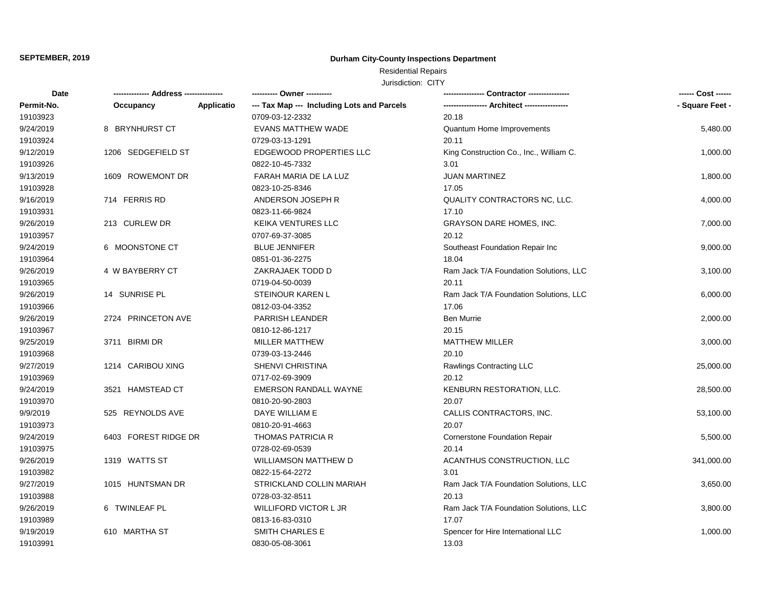**SEPTEMBER, 2019**

**Durham City-County Inspections Department**

Residential Repairs

Jurisdiction: CITY

| Date | ------------- Address -------------- | | ---------- Owner ---------- | ---------------- Contractor ---------------- | ------ Cost ------ |
|---|---|---|---|---|---|
| **Permit-No.** | **Occupancy** | **Applicatio** | **--- Tax Map --- Including Lots and Parcels** | **----------------- Architect -----------------** | **- Square Feet -** |
| 19103923 | | | 0709-03-12-2332 | 20.18 | |
| 9/24/2019 | 8 BRYNHURST CT | | EVANS MATTHEW WADE | Quantum Home Improvements | 5,480.00 |
| 19103924 | | | 0729-03-13-1291 | 20.11 | |
| 9/12/2019 | 1206 SEDGEFIELD ST | | EDGEWOOD PROPERTIES LLC | King Construction Co., Inc., William C. | 1,000.00 |
| 19103926 | | | 0822-10-45-7332 | 3.01 | |
| 9/13/2019 | 1609 ROWEMONT DR | | FARAH MARIA DE LA LUZ | JUAN MARTINEZ | 1,800.00 |
| 19103928 | | | 0823-10-25-8346 | 17.05 | |
| 9/16/2019 | 714 FERRIS RD | | ANDERSON JOSEPH R | QUALITY CONTRACTORS NC, LLC. | 4,000.00 |
| 19103931 | | | 0823-11-66-9824 | 17.10 | |
| 9/26/2019 | 213 CURLEW DR | | KEIKA VENTURES LLC | GRAYSON DARE HOMES, INC. | 7,000.00 |
| 19103957 | | | 0707-69-37-3085 | 20.12 | |
| 9/24/2019 | 6 MOONSTONE CT | | BLUE JENNIFER | Southeast Foundation Repair Inc | 9,000.00 |
| 19103964 | | | 0851-01-36-2275 | 18.04 | |
| 9/26/2019 | 4 W BAYBERRY CT | | ZAKRAJAEK TODD D | Ram Jack T/A Foundation Solutions, LLC | 3,100.00 |
| 19103965 | | | 0719-04-50-0039 | 20.11 | |
| 9/26/2019 | 14 SUNRISE PL | | STEINOUR KAREN L | Ram Jack T/A Foundation Solutions, LLC | 6,000.00 |
| 19103966 | | | 0812-03-04-3352 | 17.06 | |
| 9/26/2019 | 2724 PRINCETON AVE | | PARRISH LEANDER | Ben Murrie | 2,000.00 |
| 19103967 | | | 0810-12-86-1217 | 20.15 | |
| 9/25/2019 | 3711 BIRMI DR | | MILLER MATTHEW | MATTHEW MILLER | 3,000.00 |
| 19103968 | | | 0739-03-13-2446 | 20.10 | |
| 9/27/2019 | 1214 CARIBOU XING | | SHENVI CHRISTINA | Rawlings Contracting LLC | 25,000.00 |
| 19103969 | | | 0717-02-69-3909 | 20.12 | |
| 9/24/2019 | 3521 HAMSTEAD CT | | EMERSON RANDALL WAYNE | KENBURN RESTORATION, LLC. | 28,500.00 |
| 19103970 | | | 0810-20-90-2803 | 20.07 | |
| 9/9/2019 | 525 REYNOLDS AVE | | DAYE WILLIAM E | CALLIS CONTRACTORS, INC. | 53,100.00 |
| 19103973 | | | 0810-20-91-4663 | 20.07 | |
| 9/24/2019 | 6403 FOREST RIDGE DR | | THOMAS PATRICIA R | Cornerstone Foundation Repair | 5,500.00 |
| 19103975 | | | 0728-02-69-0539 | 20.14 | |
| 9/26/2019 | 1319 WATTS ST | | WILLIAMSON MATTHEW D | ACANTHUS CONSTRUCTION, LLC | 341,000.00 |
| 19103982 | | | 0822-15-64-2272 | 3.01 | |
| 9/27/2019 | 1015 HUNTSMAN DR | | STRICKLAND COLLIN MARIAH | Ram Jack T/A Foundation Solutions, LLC | 3,650.00 |
| 19103988 | | | 0728-03-32-8511 | 20.13 | |
| 9/26/2019 | 6 TWINLEAF PL | | WILLIFORD VICTOR L JR | Ram Jack T/A Foundation Solutions, LLC | 3,800.00 |
| 19103989 | | | 0813-16-83-0310 | 17.07 | |
| 9/19/2019 | 610 MARTHA ST | | SMITH CHARLES E | Spencer for Hire International LLC | 1,000.00 |
| 19103991 | | | 0830-05-08-3061 | 13.03 | |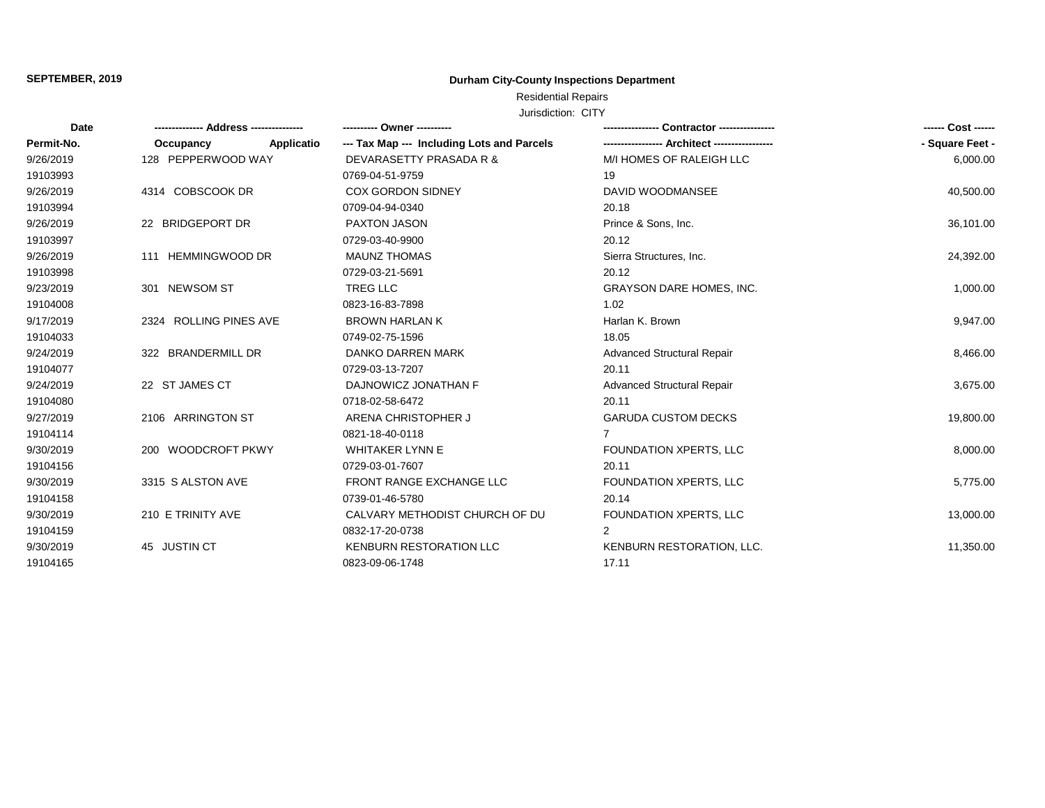**SEPTEMBER, 2019**

**Durham City-County Inspections Department**

Residential Repairs

Jurisdiction: CITY

| Date<br>Permit-No. | ------------- Address ---------------<br>Occupancy Applicatio | ---------- Owner ----------<br>--- Tax Map --- Including Lots and Parcels | ---------------- Contractor ----------------<br>----------------- Architect ----------------- | ------ Cost ------<br>- Square Feet - |
|---|---|---|---|---|
| 9/26/2019<br>19103993 | 128 PEPPERWOOD WAY | DEVARASETTY PRASADA R &<br>0769-04-51-9759 | M/I HOMES OF RALEIGH LLC<br>19 | 6,000.00 |
| 9/26/2019<br>19103994 | 4314 COBSCOOK DR | COX GORDON SIDNEY<br>0709-04-94-0340 | DAVID WOODMANSEE<br>20.18 | 40,500.00 |
| 9/26/2019<br>19103997 | 22 BRIDGEPORT DR | PAXTON JASON<br>0729-03-40-9900 | Prince & Sons, Inc.<br>20.12 | 36,101.00 |
| 9/26/2019<br>19103998 | 111 HEMMINGWOOD DR | MAUNZ THOMAS<br>0729-03-21-5691 | Sierra Structures, Inc.<br>20.12 | 24,392.00 |
| 9/23/2019<br>19104008 | 301 NEWSOM ST | TREG LLC<br>0823-16-83-7898 | GRAYSON DARE HOMES, INC.<br>1.02 | 1,000.00 |
| 9/17/2019<br>19104033 | 2324 ROLLING PINES AVE | BROWN HARLAN K<br>0749-02-75-1596 | Harlan K. Brown<br>18.05 | 9,947.00 |
| 9/24/2019<br>19104077 | 322 BRANDERMILL DR | DANKO DARREN MARK<br>0729-03-13-7207 | Advanced Structural Repair<br>20.11 | 8,466.00 |
| 9/24/2019<br>19104080 | 22 ST JAMES CT | DAJNOWICZ JONATHAN F<br>0718-02-58-6472 | Advanced Structural Repair<br>20.11 | 3,675.00 |
| 9/27/2019<br>19104114 | 2106 ARRINGTON ST | ARENA CHRISTOPHER J<br>0821-18-40-0118 | GARUDA CUSTOM DECKS<br>7 | 19,800.00 |
| 9/30/2019<br>19104156 | 200 WOODCROFT PKWY | WHITAKER LYNN E<br>0729-03-01-7607 | FOUNDATION XPERTS, LLC<br>20.11 | 8,000.00 |
| 9/30/2019<br>19104158 | 3315 S ALSTON AVE | FRONT RANGE EXCHANGE LLC<br>0739-01-46-5780 | FOUNDATION XPERTS, LLC<br>20.14 | 5,775.00 |
| 9/30/2019<br>19104159 | 210 E TRINITY AVE | CALVARY METHODIST CHURCH OF DU<br>0832-17-20-0738 | FOUNDATION XPERTS, LLC<br>2 | 13,000.00 |
| 9/30/2019<br>19104165 | 45 JUSTIN CT | KENBURN RESTORATION LLC<br>0823-09-06-1748 | KENBURN RESTORATION, LLC.<br>17.11 | 11,350.00 |